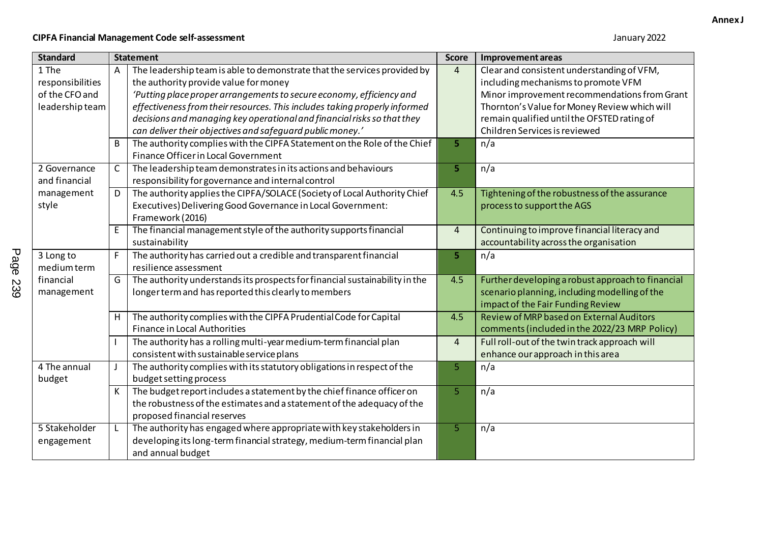**Annex J**

**CIPFA Financial Management Code self-assessment**

January 2022

| Standard | | Statement | Score | Improvement areas |
|---|---|---|---|---|
| 1 The responsibilities of the CFO and leadership team | A | The leadership team is able to demonstrate that the services provided by the authority provide value for money<br>*'Putting place proper arrangements to secure economy, efficiency and effectiveness from their resources. This includes taking properly informed decisions and managing key operational and financial risks so that they can deliver their objectives and safeguard public money.'* | 4 | Clear and consistent understanding of VFM, including mechanisms to promote VFM<br>Minor improvement recommendations from Grant Thornton's Value for Money Review which will remain qualified until the OFSTED rating of Children Services is reviewed |
| | B | The authority complies with the CIPFA Statement on the Role of the Chief Finance Officer in Local Government | 5 | n/a |
| 2 Governance and financial management style | C | The leadership team demonstrates in its actions and behaviours responsibility for governance and internal control | 5 | n/a |
| | D | The authority applies the CIPFA/SOLACE (Society of Local Authority Chief Executives) Delivering Good Governance in Local Government: Framework (2016) | 4.5 | Tightening of the robustness of the assurance process to support the AGS |
| | E | The financial management style of the authority supports financial sustainability | 4 | Continuing to improve financial literacy and accountability across the organisation |
| 3 Long to medium term financial management | F | The authority has carried out a credible and transparent financial resilience assessment | 5 | n/a |
| | G | The authority understands its prospects for financial sustainability in the longer term and has reported this clearly to members | 4.5 | Further developing a robust approach to financial scenario planning, including modelling of the impact of the Fair Funding Review |
| | H | The authority complies with the CIPFA Prudential Code for Capital Finance in Local Authorities | 4.5 | Review of MRP based on External Auditors comments (included in the 2022/23 MRP Policy) |
| | I | The authority has a rolling multi-year medium-term financial plan consistent with sustainable service plans | 4 | Full roll-out of the twin track approach will enhance our approach in this area |
| 4 The annual budget | J | The authority complies with its statutory obligations in respect of the budget setting process | 5 | n/a |
| | K | The budget report includes a statement by the chief finance officer on the robustness of the estimates and a statement of the adequacy of the proposed financial reserves | 5 | n/a |
| 5 Stakeholder engagement | L | The authority has engaged where appropriate with key stakeholders in developing its long-term financial strategy, medium-term financial plan and annual budget | 5 | n/a |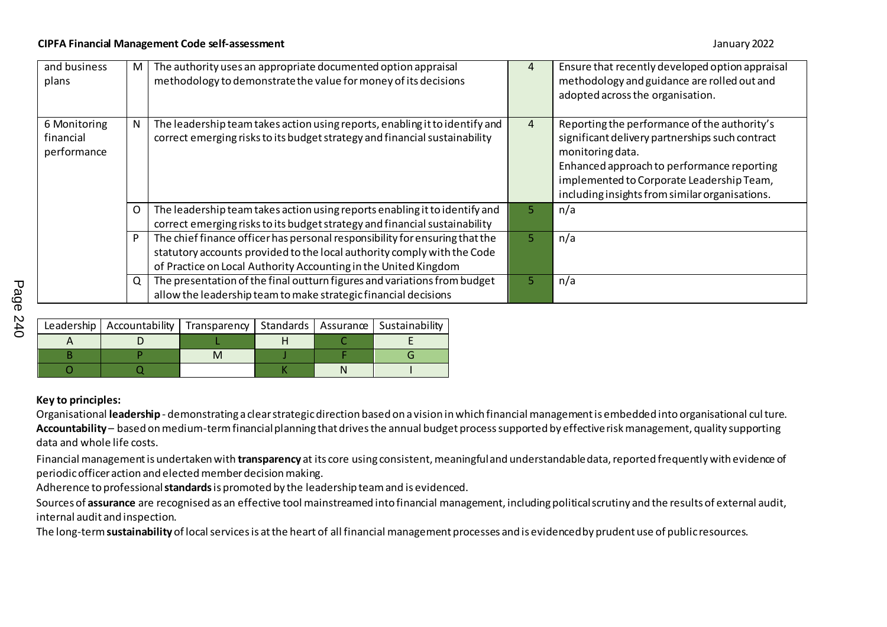**CIPFA Financial Management Code self-assessment** January 2022

| | | | | |
|---|---|---|---|---|
| and business plans | M | The authority uses an appropriate documented option appraisal methodology to demonstrate the value for money of its decisions | 4 | Ensure that recently developed option appraisal methodology and guidance are rolled out and adopted across the organisation. |
| 6 Monitoring financial performance | N | The leadership team takes action using reports, enabling it to identify and correct emerging risks to its budget strategy and financial sustainability | 4 | Reporting the performance of the authority's significant delivery partnerships such contract monitoring data. Enhanced approach to performance reporting implemented to Corporate Leadership Team, including insights from similar organisations. |
| | O | The leadership team takes action using reports enabling it to identify and correct emerging risks to its budget strategy and financial sustainability | 5 | n/a |
| | P | The chief finance officer has personal responsibility for ensuring that the statutory accounts provided to the local authority comply with the Code of Practice on Local Authority Accounting in the United Kingdom | 5 | n/a |
| | Q | The presentation of the final outturn figures and variations from budget allow the leadership team to make strategic financial decisions | 5 | n/a |

| Leadership | Accountability | Transparency | Standards | Assurance | Sustainability |
|---|---|---|---|---|---|
| A | D | L | H | C | E |
| B | P | M | J | F | G |
| O | Q | | K | N | I |

**Key to principles:**

Organisational **leadership** - demonstrating a clear strategic direction based on a vision in which financial management is embedded into organisational culture.

**Accountability** – based on medium-term financial planning that drives the annual budget process supported by effective risk management, quality supporting data and whole life costs.

Financial management is undertaken with **transparency** at its core using consistent, meaningful and understandable data, reported frequently with evidence of periodic officer action and elected member decision making.

Adherence to professional **standards** is promoted by the leadership team and is evidenced.

Sources of **assurance** are recognised as an effective tool mainstreamed into financial management, including political scrutiny and the results of external audit, internal audit and inspection.

The long-term **sustainability** of local services is at the heart of all financial management processes and is evidenced by prudent use of public resources.